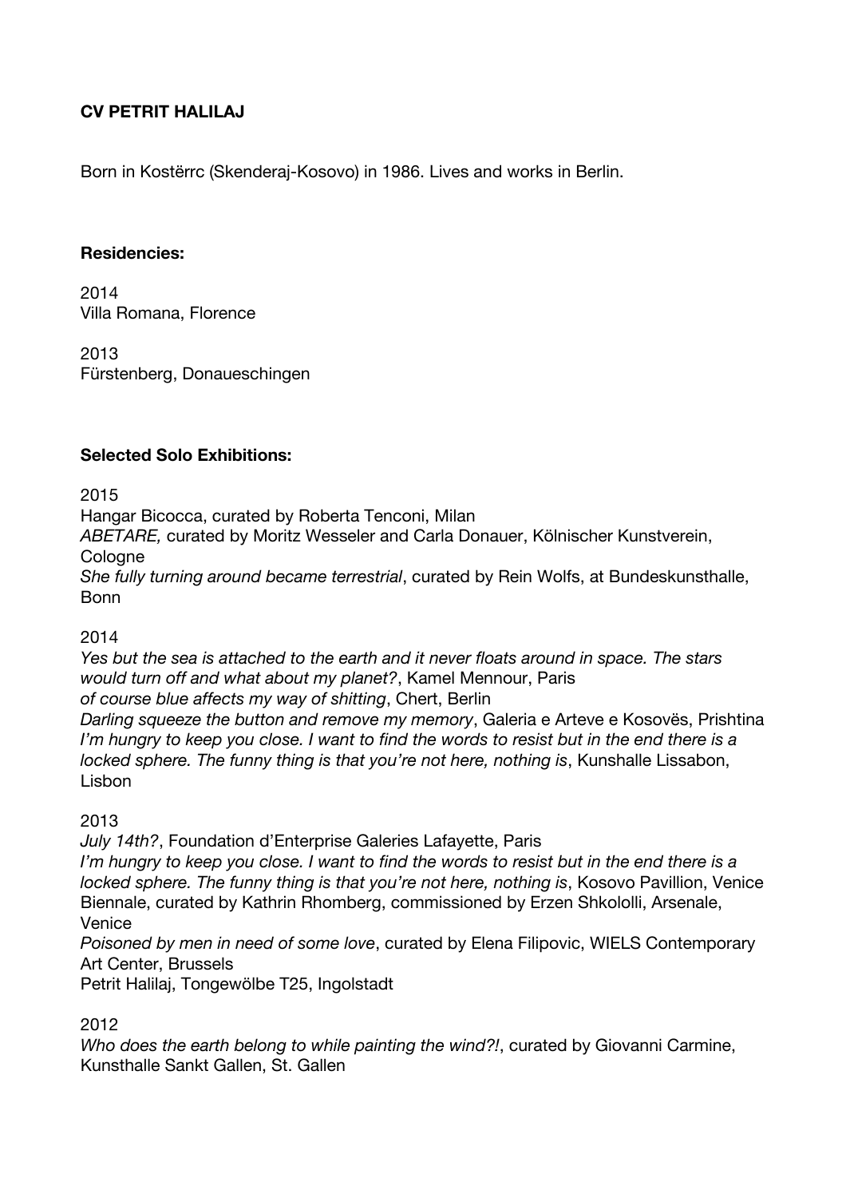**CV PETRIT HALILAJ**

Born in Kostërrc (Skenderaj-Kosovo) in 1986. Lives and works in Berlin.

**Residencies:**

2014
Villa Romana, Florence

2013
Fürstenberg, Donaueschingen

**Selected Solo Exhibitions:**

2015
Hangar Bicocca, curated by Roberta Tenconi, Milan
*ABETARE,* curated by Moritz Wesseler and Carla Donauer, Kölnischer Kunstverein, Cologne
*She fully turning around became terrestrial*, curated by Rein Wolfs, at Bundeskunsthalle, Bonn

2014
*Yes but the sea is attached to the earth and it never floats around in space. The stars would turn off and what about my planet?*, Kamel Mennour, Paris
*of course blue affects my way of shitting*, Chert, Berlin
*Darling squeeze the button and remove my memory*, Galeria e Arteve e Kosovës, Prishtina
*I'm hungry to keep you close. I want to find the words to resist but in the end there is a locked sphere. The funny thing is that you're not here, nothing is*, Kunshalle Lissabon, Lisbon

2013
*July 14th?*, Foundation d'Enterprise Galeries Lafayette, Paris
*I'm hungry to keep you close. I want to find the words to resist but in the end there is a locked sphere. The funny thing is that you're not here, nothing is*, Kosovo Pavillion, Venice Biennale, curated by Kathrin Rhomberg, commissioned by Erzen Shkololli, Arsenale, Venice
*Poisoned by men in need of some love*, curated by Elena Filipovic, WIELS Contemporary Art Center, Brussels
Petrit Halilaj, Tongewölbe T25, Ingolstadt

2012
*Who does the earth belong to while painting the wind?!*, curated by Giovanni Carmine, Kunsthalle Sankt Gallen, St. Gallen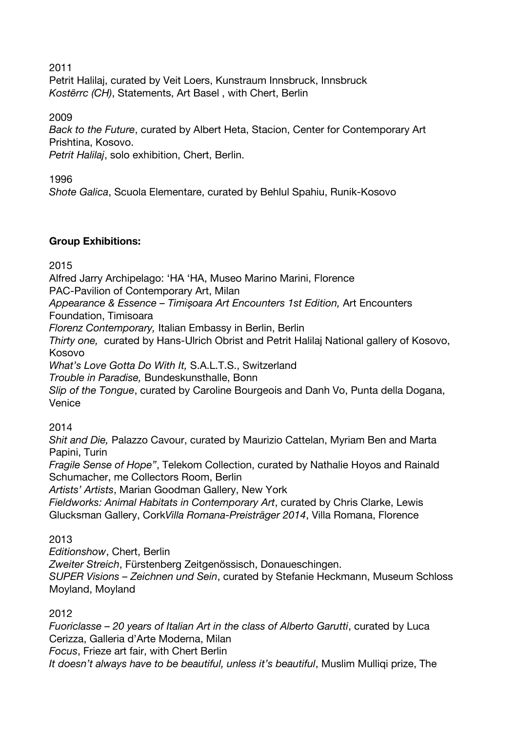2011

Petrit Halilaj, curated by Veit Loers, Kunstraum Innsbruck, Innsbruck
*Kostërrc (CH)*, Statements, Art Basel , with Chert, Berlin

2009

*Back to the Future*, curated by Albert Heta, Stacion, Center for Contemporary Art Prishtina, Kosovo.
*Petrit Halilaj*, solo exhibition, Chert, Berlin.

1996

*Shote Galica*, Scuola Elementare, curated by Behlul Spahiu, Runik-Kosovo

**Group Exhibitions:**

2015

Alfred Jarry Archipelago: 'HA 'HA, Museo Marino Marini, Florence
PAC-Pavilion of Contemporary Art, Milan
*Appearance & Essence – Timișoara Art Encounters 1st Edition,* Art Encounters Foundation, Timisoara
*Florenz Contemporary,* Italian Embassy in Berlin, Berlin
*Thirty one,* curated by Hans-Ulrich Obrist and Petrit Halilaj National gallery of Kosovo, Kosovo
*What's Love Gotta Do With It,* S.A.L.T.S., Switzerland
*Trouble in Paradise,* Bundeskunsthalle, Bonn
*Slip of the Tongue*, curated by Caroline Bourgeois and Danh Vo, Punta della Dogana, Venice

2014

*Shit and Die,* Palazzo Cavour, curated by Maurizio Cattelan, Myriam Ben and Marta Papini, Turin
*Fragile Sense of Hope"*, Telekom Collection, curated by Nathalie Hoyos and Rainald Schumacher, me Collectors Room, Berlin
*Artists' Artists*, Marian Goodman Gallery, New York
*Fieldworks: Animal Habitats in Contemporary Art*, curated by Chris Clarke, Lewis Glucksman Gallery, Cork*Villa Romana-Preisträger 2014*, Villa Romana, Florence

2013

*Editionshow*, Chert, Berlin
*Zweiter Streich*, Fürstenberg Zeitgenössisch, Donaueschingen.
*SUPER Visions – Zeichnen und Sein*, curated by Stefanie Heckmann, Museum Schloss Moyland, Moyland

2012

*Fuoriclasse – 20 years of Italian Art in the class of Alberto Garutti*, curated by Luca Cerizza, Galleria d'Arte Moderna, Milan
*Focus*, Frieze art fair, with Chert Berlin
*It doesn't always have to be beautiful, unless it's beautiful*, Muslim Mulliqi prize, The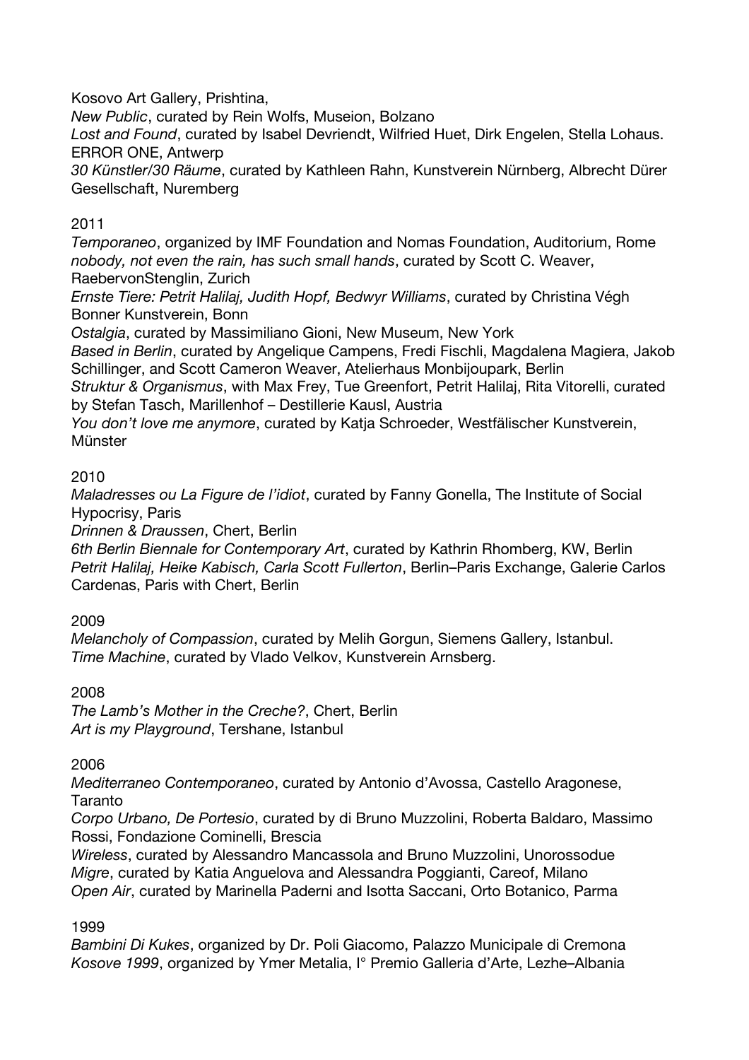Kosovo Art Gallery, Prishtina,
*New Public*, curated by Rein Wolfs, Museion, Bolzano
*Lost and Found*, curated by Isabel Devriendt, Wilfried Huet, Dirk Engelen, Stella Lohaus. ERROR ONE, Antwerp
*30 Künstler/30 Räume*, curated by Kathleen Rahn, Kunstverein Nürnberg, Albrecht Dürer Gesellschaft, Nuremberg

2011
*Temporaneo*, organized by IMF Foundation and Nomas Foundation, Auditorium, Rome
*nobody, not even the rain, has such small hands*, curated by Scott C. Weaver, RaebervonStenglin, Zurich
*Ernste Tiere: Petrit Halilaj, Judith Hopf, Bedwyr Williams*, curated by Christina Végh Bonner Kunstverein, Bonn
*Ostalgia*, curated by Massimiliano Gioni, New Museum, New York
*Based in Berlin*, curated by Angelique Campens, Fredi Fischli, Magdalena Magiera, Jakob Schillinger, and Scott Cameron Weaver, Atelierhaus Monbijoupark, Berlin
*Struktur & Organismus*, with Max Frey, Tue Greenfort, Petrit Halilaj, Rita Vitorelli, curated by Stefan Tasch, Marillenhof – Destillerie Kausl, Austria
*You don't love me anymore*, curated by Katja Schroeder, Westfälischer Kunstverein, Münster

2010
*Maladresses ou La Figure de l'idiot*, curated by Fanny Gonella, The Institute of Social Hypocrisy, Paris
*Drinnen & Draussen*, Chert, Berlin
*6th Berlin Biennale for Contemporary Art*, curated by Kathrin Rhomberg, KW, Berlin
*Petrit Halilaj, Heike Kabisch, Carla Scott Fullerton*, Berlin–Paris Exchange, Galerie Carlos Cardenas, Paris with Chert, Berlin

2009
*Melancholy of Compassion*, curated by Melih Gorgun, Siemens Gallery, Istanbul.
*Time Machine*, curated by Vlado Velkov, Kunstverein Arnsberg.

2008
*The Lamb's Mother in the Creche?*, Chert, Berlin
*Art is my Playground*, Tershane, Istanbul

2006
*Mediterraneo Contemporaneo*, curated by Antonio d'Avossa, Castello Aragonese, Taranto
*Corpo Urbano, De Portesio*, curated by di Bruno Muzzolini, Roberta Baldaro, Massimo Rossi, Fondazione Cominelli, Brescia
*Wireless*, curated by Alessandro Mancassola and Bruno Muzzolini, Unorossodue
*Migre*, curated by Katia Anguelova and Alessandra Poggianti, Careof, Milano
*Open Air*, curated by Marinella Paderni and Isotta Saccani, Orto Botanico, Parma

1999
*Bambini Di Kukes*, organized by Dr. Poli Giacomo, Palazzo Municipale di Cremona
*Kosove 1999*, organized by Ymer Metalia, I° Premio Galleria d'Arte, Lezhe–Albania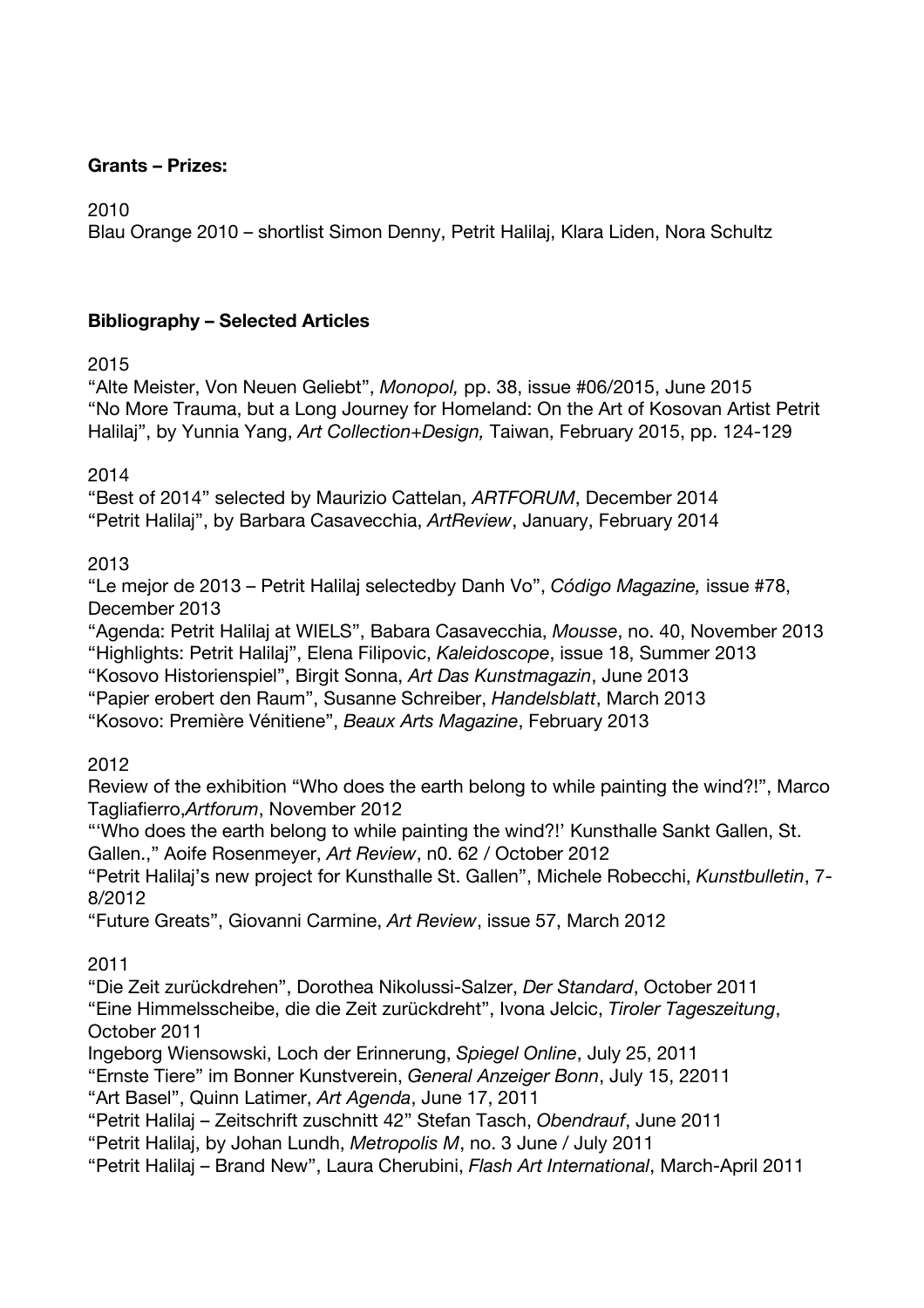**Grants – Prizes:**

2010

Blau Orange 2010 – shortlist Simon Denny, Petrit Halilaj, Klara Liden, Nora Schultz

**Bibliography – Selected Articles**

2015

"Alte Meister, Von Neuen Geliebt", *Monopol,* pp. 38, issue #06/2015, June 2015
"No More Trauma, but a Long Journey for Homeland: On the Art of Kosovan Artist Petrit Halilaj", by Yunnia Yang, *Art Collection+Design,* Taiwan, February 2015, pp. 124-129

2014

"Best of 2014" selected by Maurizio Cattelan, *ARTFORUM*, December 2014
"Petrit Halilaj", by Barbara Casavecchia, *ArtReview*, January, February 2014

2013

"Le mejor de 2013 – Petrit Halilaj selectedby Danh Vo", *Código Magazine,* issue #78, December 2013
"Agenda: Petrit Halilaj at WIELS", Babara Casavecchia, *Mousse*, no. 40, November 2013
"Highlights: Petrit Halilaj", Elena Filipovic, *Kaleidoscope*, issue 18, Summer 2013
"Kosovo Historienspiel", Birgit Sonna, *Art Das Kunstmagazin*, June 2013
"Papier erobert den Raum", Susanne Schreiber, *Handelsblatt*, March 2013
"Kosovo: Première Vénitiene", *Beaux Arts Magazine*, February 2013

2012

Review of the exhibition "Who does the earth belong to while painting the wind?!", Marco Tagliafierro,*Artforum*, November 2012
"'Who does the earth belong to while painting the wind?!' Kunsthalle Sankt Gallen, St. Gallen.," Aoife Rosenmeyer, *Art Review*, n0. 62 / October 2012
"Petrit Halilaj's new project for Kunsthalle St. Gallen", Michele Robecchi, *Kunstbulletin*, 7-8/2012
"Future Greats", Giovanni Carmine, *Art Review*, issue 57, March 2012

2011

"Die Zeit zurückdrehen", Dorothea Nikolussi-Salzer, *Der Standard*, October 2011
"Eine Himmelsscheibe, die die Zeit zurückdreht", Ivona Jelcic, *Tiroler Tageszeitung*, October 2011
Ingeborg Wiensowski, Loch der Erinnerung, *Spiegel Online*, July 25, 2011
"Ernste Tiere" im Bonner Kunstverein, *General Anzeiger Bonn*, July 15, 22011
"Art Basel", Quinn Latimer, *Art Agenda*, June 17, 2011
"Petrit Halilaj – Zeitschrift zuschnitt 42" Stefan Tasch, *Obendrauf*, June 2011
"Petrit Halilaj, by Johan Lundh, *Metropolis M*, no. 3 June / July 2011
"Petrit Halilaj – Brand New", Laura Cherubini, *Flash Art International*, March-April 2011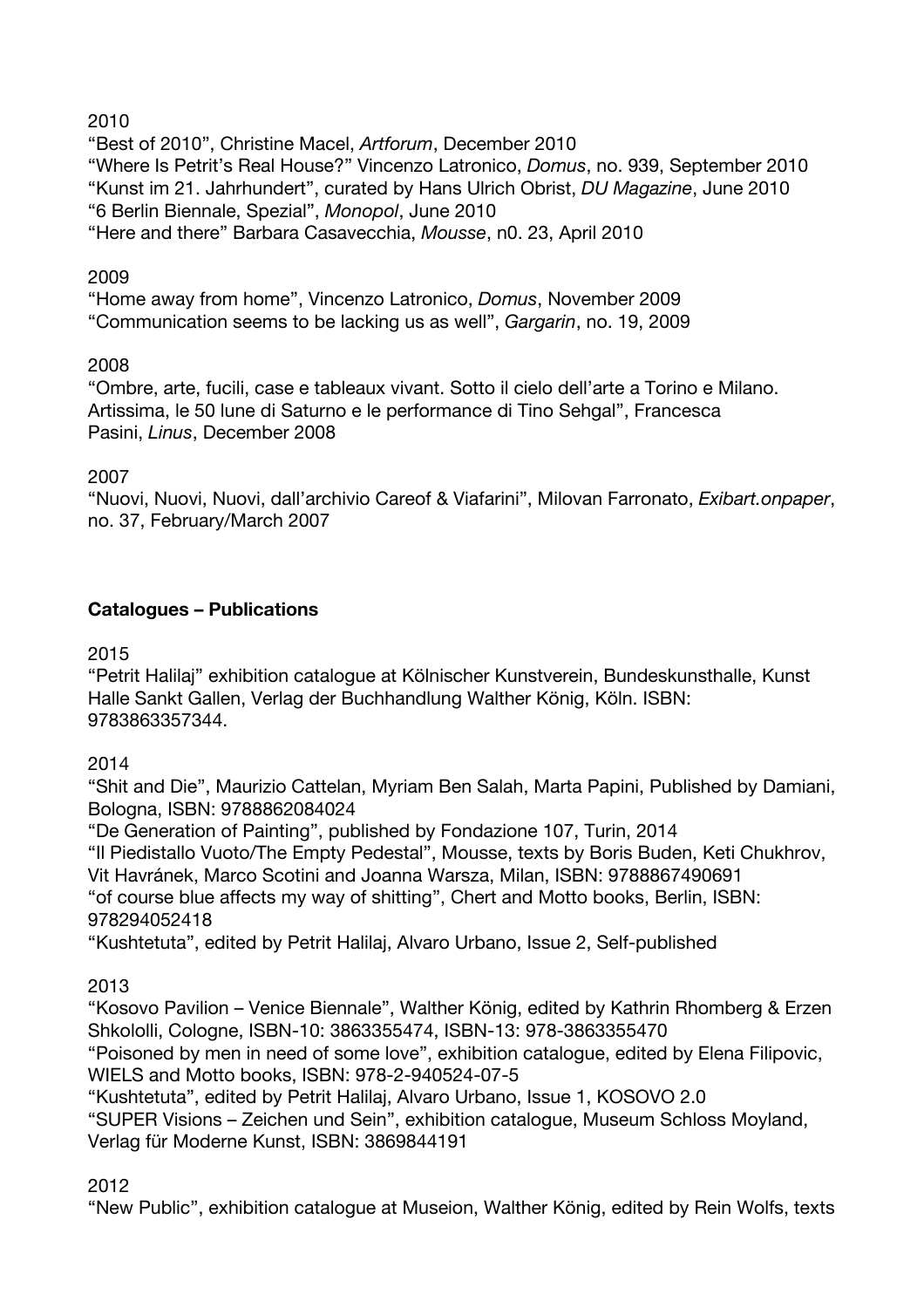2010

"Best of 2010", Christine Macel, *Artforum*, December 2010
"Where Is Petrit's Real House?" Vincenzo Latronico, *Domus*, no. 939, September 2010
"Kunst im 21. Jahrhundert", curated by Hans Ulrich Obrist, *DU Magazine*, June 2010
"6 Berlin Biennale, Spezial", *Monopol*, June 2010
"Here and there" Barbara Casavecchia, *Mousse*, n0. 23, April 2010

2009

"Home away from home", Vincenzo Latronico, *Domus*, November 2009
"Communication seems to be lacking us as well", *Gargarin*, no. 19, 2009

2008

"Ombre, arte, fucili, case e tableaux vivant. Sotto il cielo dell'arte a Torino e Milano. Artissima, le 50 lune di Saturno e le performance di Tino Sehgal", Francesca Pasini, *Linus*, December 2008

2007

"Nuovi, Nuovi, Nuovi, dall'archivio Careof & Viafarini", Milovan Farronato, *Exibart.onpaper*, no. 37, February/March 2007

**Catalogues – Publications**

2015

"Petrit Halilaj" exhibition catalogue at Kölnischer Kunstverein, Bundeskunsthalle, Kunst Halle Sankt Gallen, Verlag der Buchhandlung Walther König, Köln. ISBN: 9783863357344.

2014

"Shit and Die", Maurizio Cattelan, Myriam Ben Salah, Marta Papini, Published by Damiani, Bologna, ISBN: 9788862084024
"De Generation of Painting", published by Fondazione 107, Turin, 2014
"Il Piedistallo Vuoto/The Empty Pedestal", Mousse, texts by Boris Buden, Keti Chukhrov, Vit Havránek, Marco Scotini and Joanna Warsza, Milan, ISBN: 9788867490691
"of course blue affects my way of shitting", Chert and Motto books, Berlin, ISBN: 978294052418
"Kushtetuta", edited by Petrit Halilaj, Alvaro Urbano, Issue 2, Self-published

2013

"Kosovo Pavilion – Venice Biennale", Walther König, edited by Kathrin Rhomberg & Erzen Shkololli, Cologne, ISBN-10: 3863355474, ISBN-13: 978-3863355470
"Poisoned by men in need of some love", exhibition catalogue, edited by Elena Filipovic, WIELS and Motto books, ISBN: 978-2-940524-07-5
"Kushtetuta", edited by Petrit Halilaj, Alvaro Urbano, Issue 1, KOSOVO 2.0
"SUPER Visions – Zeichen und Sein", exhibition catalogue, Museum Schloss Moyland, Verlag für Moderne Kunst, ISBN: 3869844191

2012

"New Public", exhibition catalogue at Museion, Walther König, edited by Rein Wolfs, texts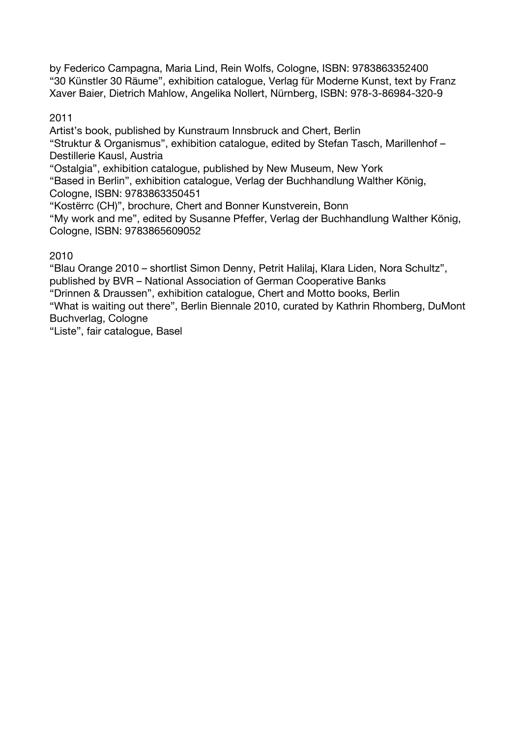by Federico Campagna, Maria Lind, Rein Wolfs, Cologne, ISBN: 9783863352400
“30 Künstler 30 Räume”, exhibition catalogue, Verlag für Moderne Kunst, text by Franz Xaver Baier, Dietrich Mahlow, Angelika Nollert, Nürnberg, ISBN: 978-3-86984-320-9

2011

Artist’s book, published by Kunstraum Innsbruck and Chert, Berlin
“Struktur & Organismus”, exhibition catalogue, edited by Stefan Tasch, Marillenhof – Destillerie Kausl, Austria
“Ostalgia”, exhibition catalogue, published by New Museum, New York
“Based in Berlin”, exhibition catalogue, Verlag der Buchhandlung Walther König, Cologne, ISBN: 9783863350451
“Kostërrc (CH)”, brochure, Chert and Bonner Kunstverein, Bonn
“My work and me”, edited by Susanne Pfeffer, Verlag der Buchhandlung Walther König, Cologne, ISBN: 9783865609052

2010

“Blau Orange 2010 – shortlist Simon Denny, Petrit Halilaj, Klara Liden, Nora Schultz”, published by BVR – National Association of German Cooperative Banks
“Drinnen & Draussen”, exhibition catalogue, Chert and Motto books, Berlin
“What is waiting out there”, Berlin Biennale 2010, curated by Kathrin Rhomberg, DuMont Buchverlag, Cologne
“Liste”, fair catalogue, Basel